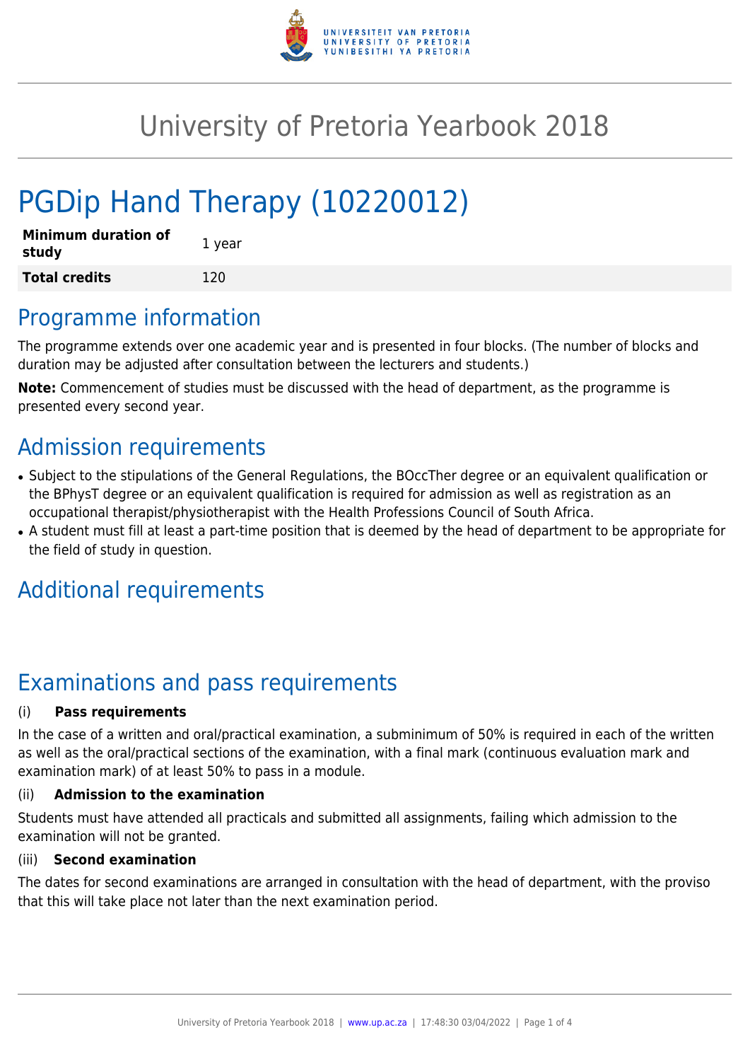# University of Pretoria Yearbook 2018

# PGDip Hand Therapy (10220012)

| **Minimum duration of study** | 1 year |
|---|---|
| **Total credits** | 120 |

## Programme information

The programme extends over one academic year and is presented in four blocks. (The number of blocks and duration may be adjusted after consultation between the lecturers and students.)

**Note:** Commencement of studies must be discussed with the head of department, as the programme is presented every second year.

## Admission requirements

- Subject to the stipulations of the General Regulations, the BOccTher degree or an equivalent qualification or the BPhysT degree or an equivalent qualification is required for admission as well as registration as an occupational therapist/physiotherapist with the Health Professions Council of South Africa.
- A student must fill at least a part-time position that is deemed by the head of department to be appropriate for the field of study in question.

## Additional requirements

## Examinations and pass requirements

### (i) Pass requirements

In the case of a written and oral/practical examination, a subminimum of 50% is required in each of the written as well as the oral/practical sections of the examination, with a final mark (continuous evaluation mark and examination mark) of at least 50% to pass in a module.

### (ii) Admission to the examination

Students must have attended all practicals and submitted all assignments, failing which admission to the examination will not be granted.

### (iii) Second examination

The dates for second examinations are arranged in consultation with the head of department, with the proviso that this will take place not later than the next examination period.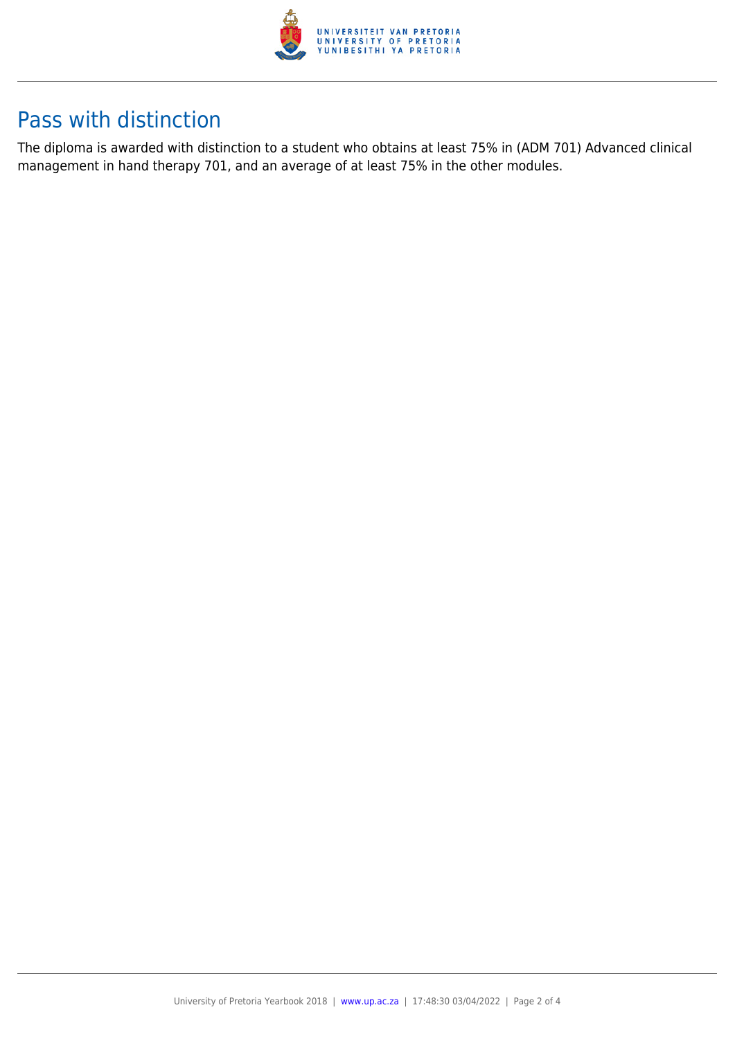## Pass with distinction

The diploma is awarded with distinction to a student who obtains at least 75% in (ADM 701) Advanced clinical management in hand therapy 701, and an average of at least 75% in the other modules.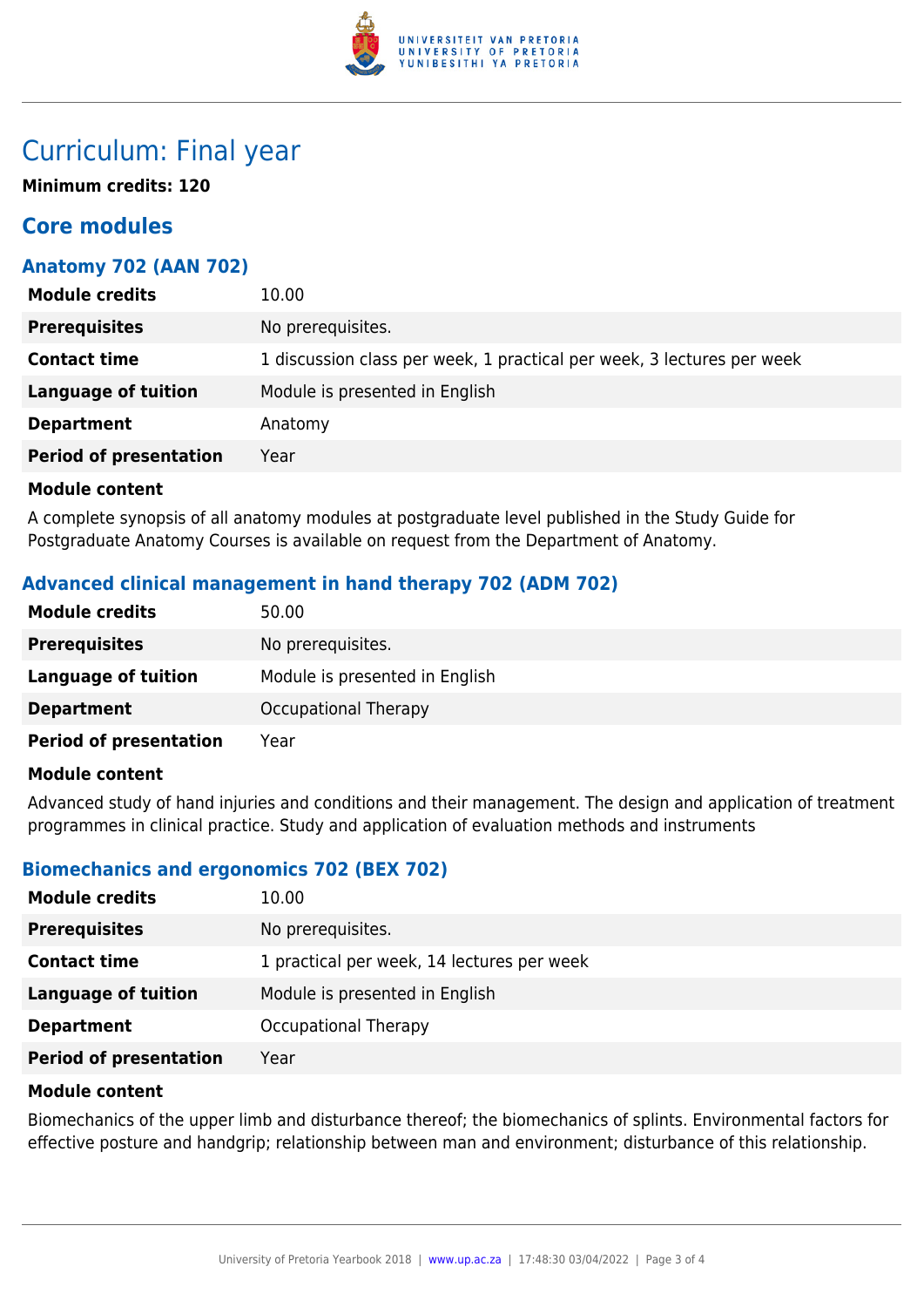# Curriculum: Final year

**Minimum credits: 120**

## Core modules

### Anatomy 702 (AAN 702)

| | |
|---|---|
| **Module credits** | 10.00 |
| **Prerequisites** | No prerequisites. |
| **Contact time** | 1 discussion class per week, 1 practical per week, 3 lectures per week |
| **Language of tuition** | Module is presented in English |
| **Department** | Anatomy |
| **Period of presentation** | Year |

**Module content**

A complete synopsis of all anatomy modules at postgraduate level published in the Study Guide for Postgraduate Anatomy Courses is available on request from the Department of Anatomy.

### Advanced clinical management in hand therapy 702 (ADM 702)

| | |
|---|---|
| **Module credits** | 50.00 |
| **Prerequisites** | No prerequisites. |
| **Language of tuition** | Module is presented in English |
| **Department** | Occupational Therapy |
| **Period of presentation** | Year |

**Module content**

Advanced study of hand injuries and conditions and their management. The design and application of treatment programmes in clinical practice. Study and application of evaluation methods and instruments

### Biomechanics and ergonomics 702 (BEX 702)

| | |
|---|---|
| **Module credits** | 10.00 |
| **Prerequisites** | No prerequisites. |
| **Contact time** | 1 practical per week, 14 lectures per week |
| **Language of tuition** | Module is presented in English |
| **Department** | Occupational Therapy |
| **Period of presentation** | Year |

**Module content**

Biomechanics of the upper limb and disturbance thereof; the biomechanics of splints. Environmental factors for effective posture and handgrip; relationship between man and environment; disturbance of this relationship.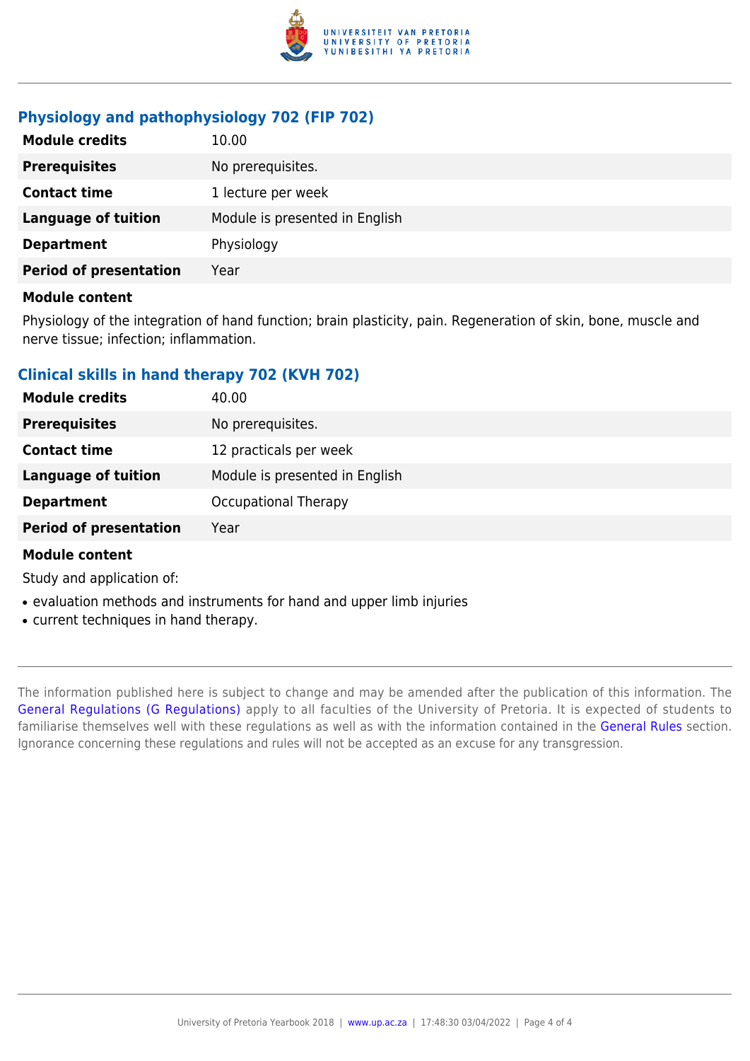### Physiology and pathophysiology 702 (FIP 702)

| | |
|---|---|
| **Module credits** | 10.00 |
| **Prerequisites** | No prerequisites. |
| **Contact time** | 1 lecture per week |
| **Language of tuition** | Module is presented in English |
| **Department** | Physiology |
| **Period of presentation** | Year |

**Module content**

Physiology of the integration of hand function; brain plasticity, pain. Regeneration of skin, bone, muscle and nerve tissue; infection; inflammation.

### Clinical skills in hand therapy 702 (KVH 702)

| | |
|---|---|
| **Module credits** | 40.00 |
| **Prerequisites** | No prerequisites. |
| **Contact time** | 12 practicals per week |
| **Language of tuition** | Module is presented in English |
| **Department** | Occupational Therapy |
| **Period of presentation** | Year |

**Module content**

Study and application of:

- evaluation methods and instruments for hand and upper limb injuries
- current techniques in hand therapy.

The information published here is subject to change and may be amended after the publication of this information. The General Regulations (G Regulations) apply to all faculties of the University of Pretoria. It is expected of students to familiarise themselves well with these regulations as well as with the information contained in the General Rules section. Ignorance concerning these regulations and rules will not be accepted as an excuse for any transgression.